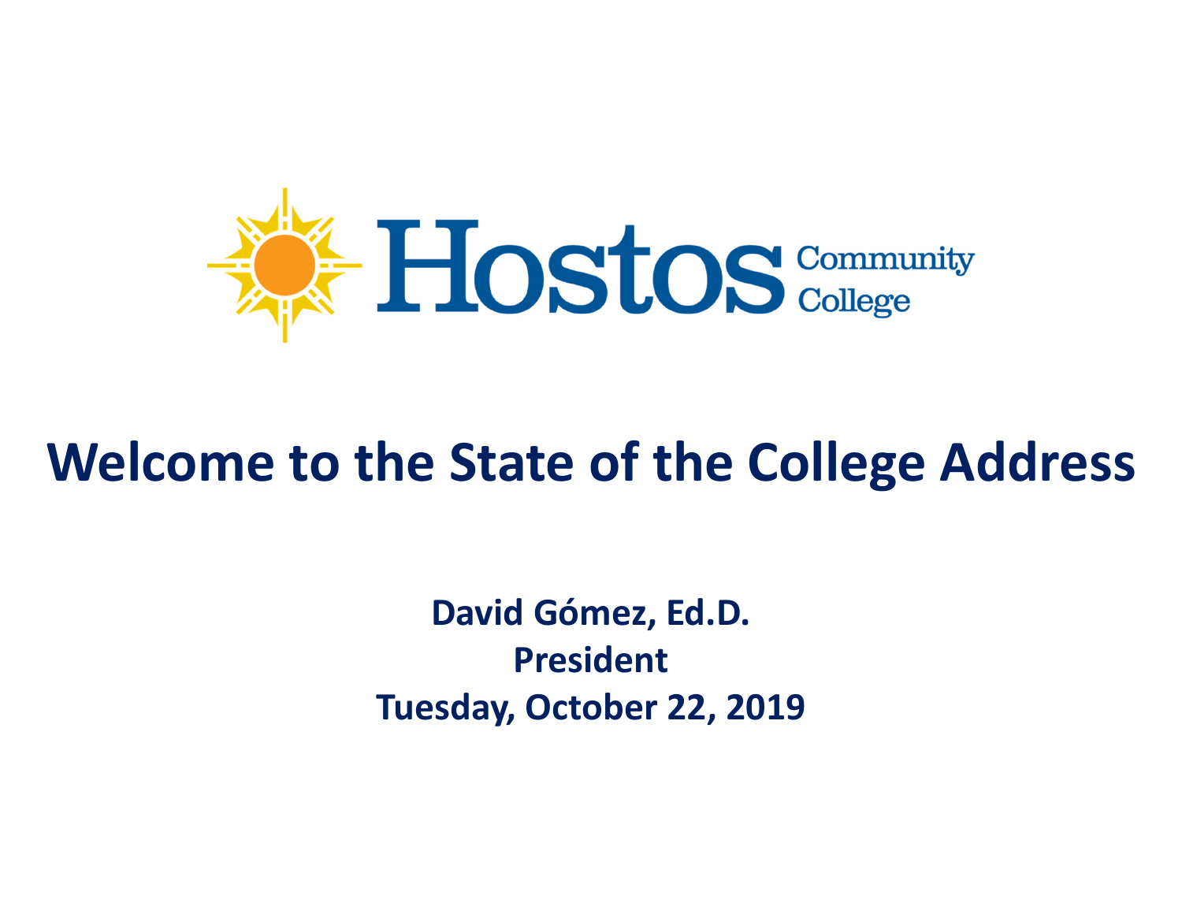Hostos Community College

# Welcome to the State of the College Address

**David Gómez, Ed.D.**
**President**
**Tuesday, October 22, 2019**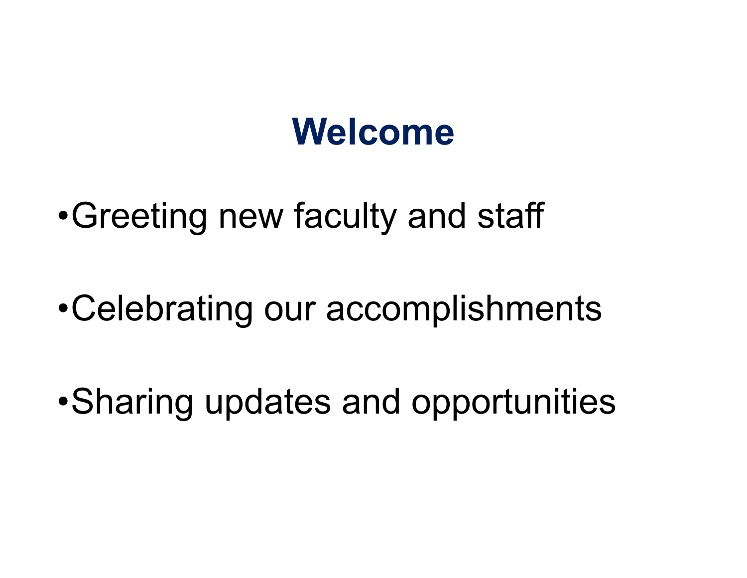# Welcome

- Greeting new faculty and staff
- Celebrating our accomplishments
- Sharing updates and opportunities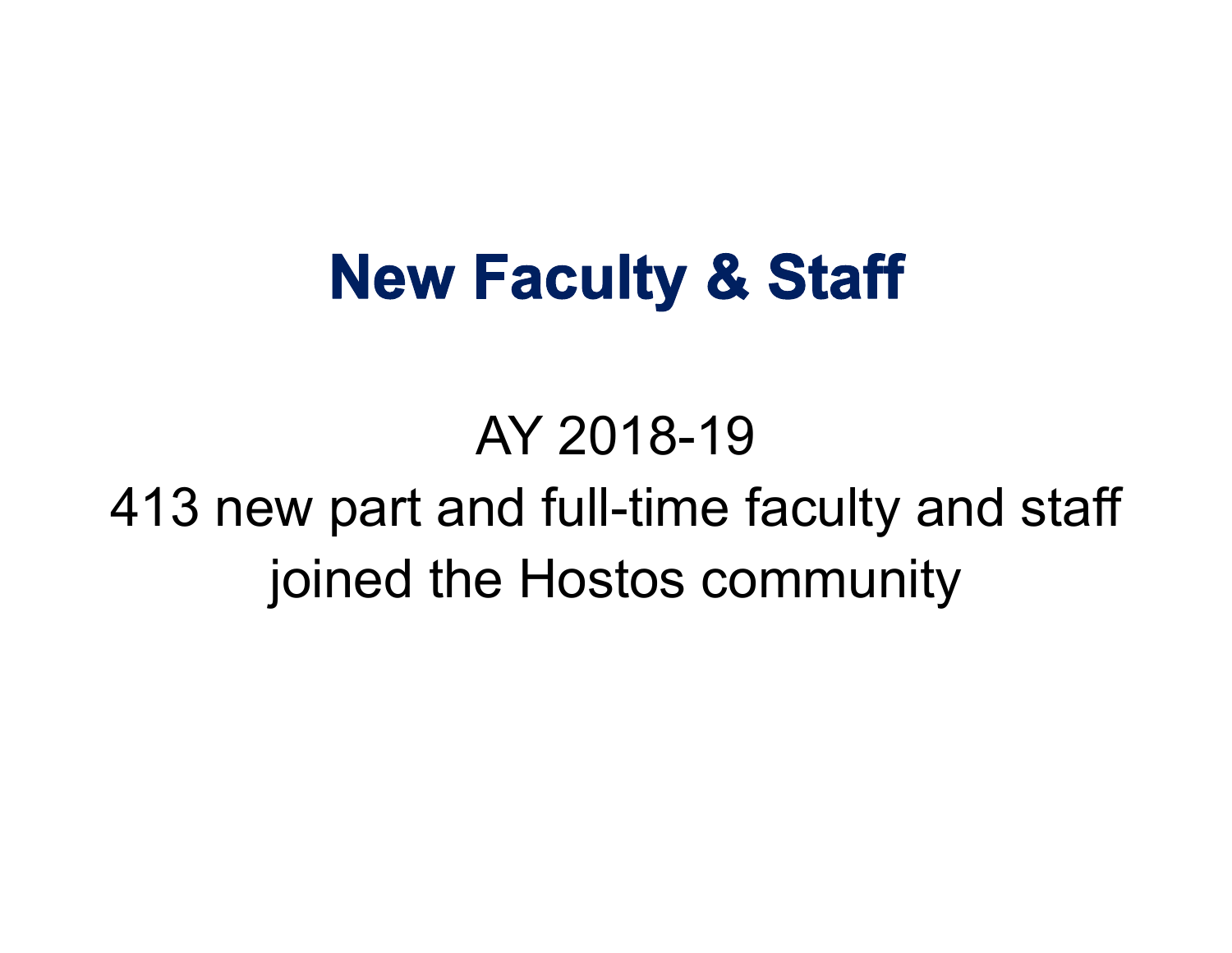# New Faculty & Staff

AY 2018-19

413 new part and full-time faculty and staff joined the Hostos community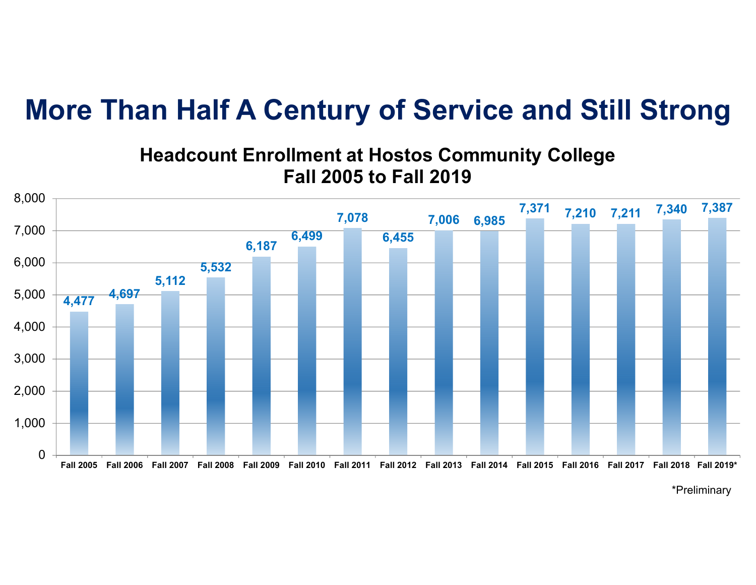# More Than Half A Century of Service and Still Strong

## Headcount Enrollment at Hostos Community College Fall 2005 to Fall 2019

| Term | Headcount Enrollment |
| --- | --- |
| Fall 2005 | 4,477 |
| Fall 2006 | 4,697 |
| Fall 2007 | 5,112 |
| Fall 2008 | 5,532 |
| Fall 2009 | 6,187 |
| Fall 2010 | 6,499 |
| Fall 2011 | 7,078 |
| Fall 2012 | 6,455 |
| Fall 2013 | 7,006 |
| Fall 2014 | 6,985 |
| Fall 2015 | 7,371 |
| Fall 2016 | 7,210 |
| Fall 2017 | 7,211 |
| Fall 2018 | 7,340 |
| Fall 2019* | 7,387 |

*Preliminary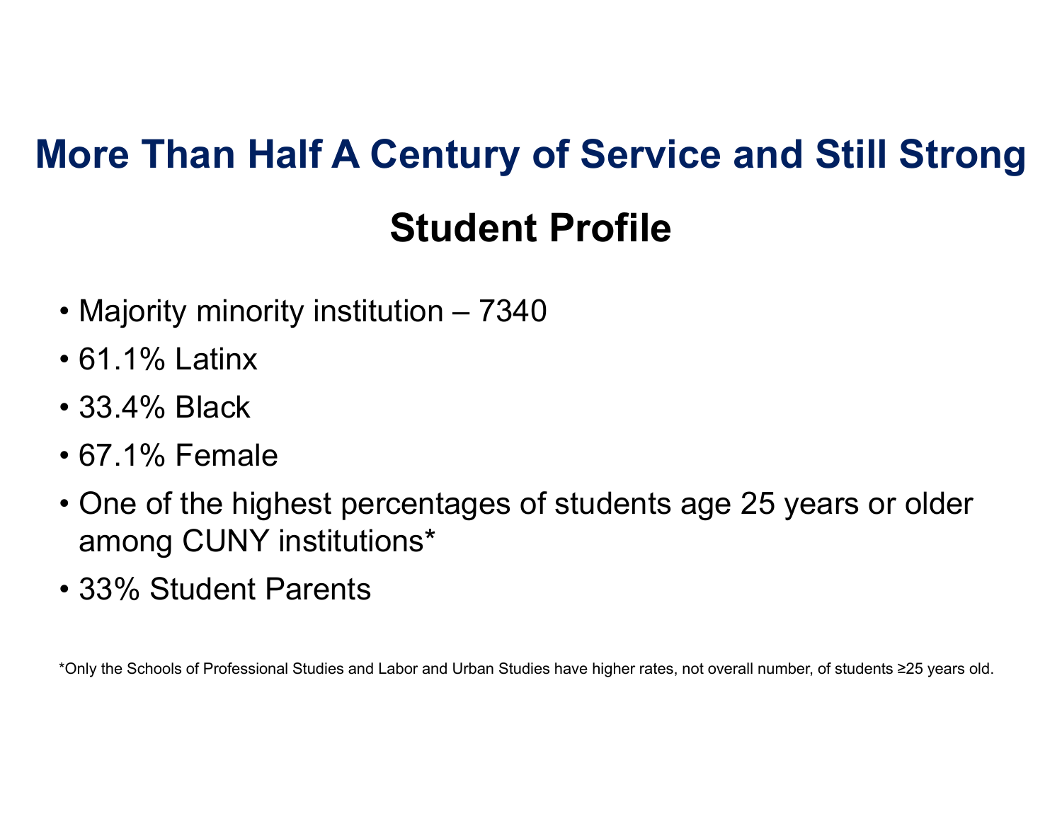# More Than Half A Century of Service and Still Strong

## Student Profile

- Majority minority institution – 7340
- 61.1% Latinx
- 33.4% Black
- 67.1% Female
- One of the highest percentages of students age 25 years or older among CUNY institutions*
- 33% Student Parents

*Only the Schools of Professional Studies and Labor and Urban Studies have higher rates, not overall number, of students ≥25 years old.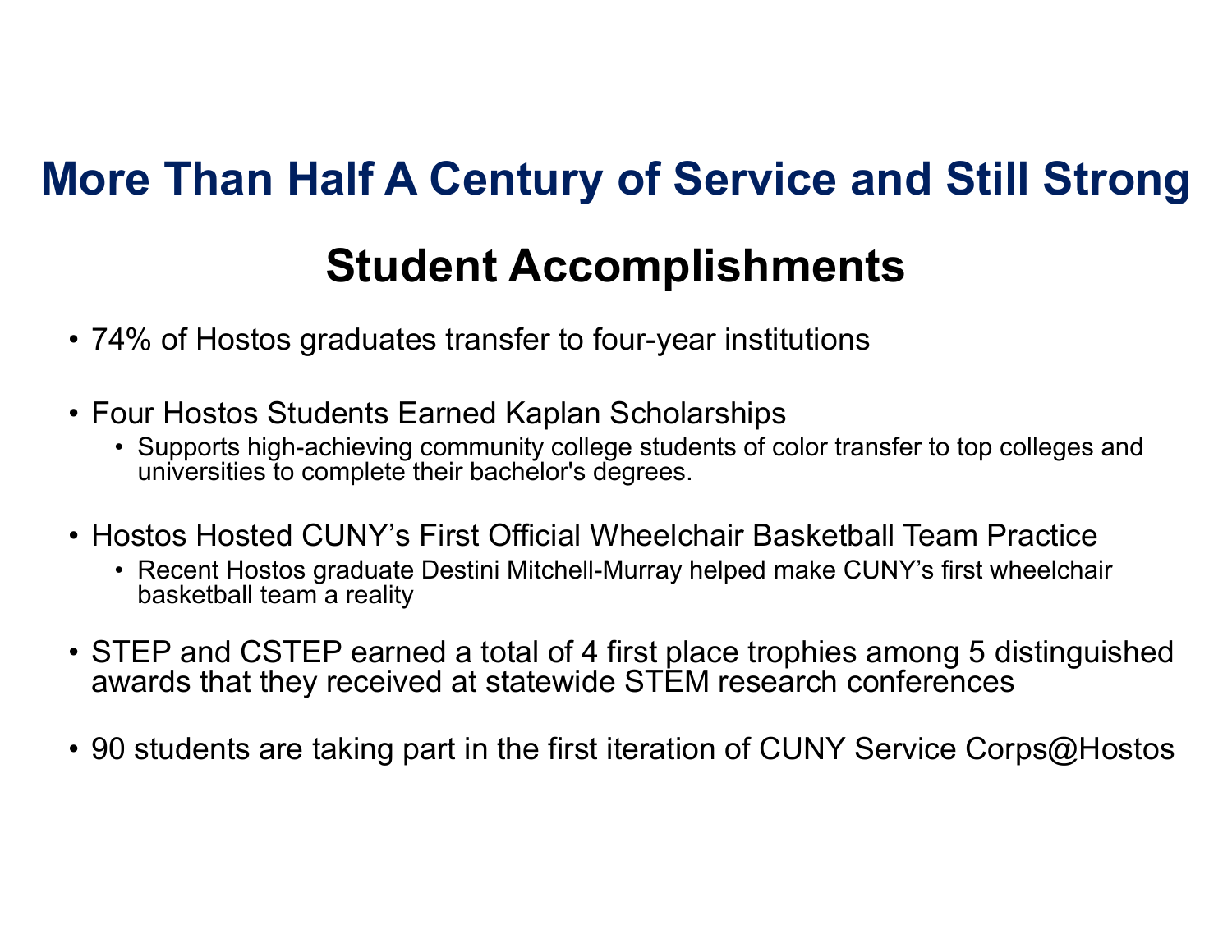# More Than Half A Century of Service and Still Strong

## Student Accomplishments

- 74% of Hostos graduates transfer to four-year institutions
- Four Hostos Students Earned Kaplan Scholarships
  - Supports high-achieving community college students of color transfer to top colleges and universities to complete their bachelor's degrees.
- Hostos Hosted CUNY's First Official Wheelchair Basketball Team Practice
  - Recent Hostos graduate Destini Mitchell-Murray helped make CUNY's first wheelchair basketball team a reality
- STEP and CSTEP earned a total of 4 first place trophies among 5 distinguished awards that they received at statewide STEM research conferences
- 90 students are taking part in the first iteration of CUNY Service Corps@Hostos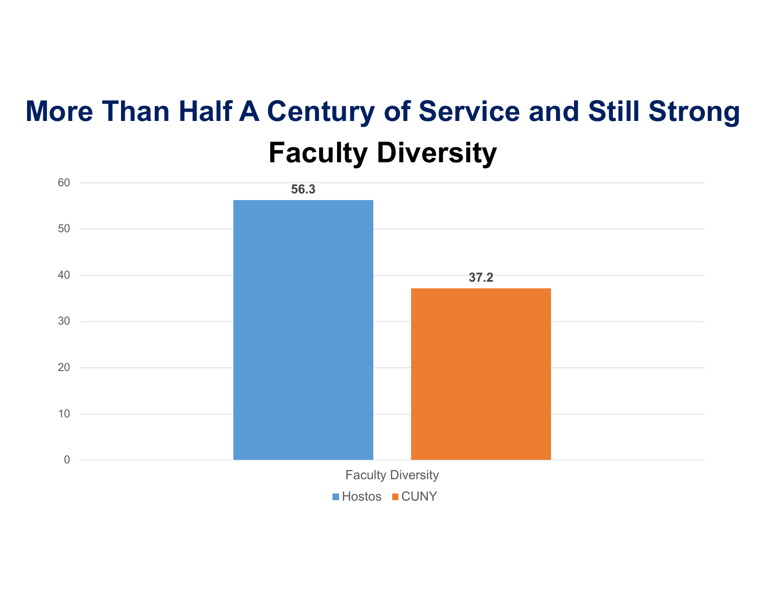# More Than Half A Century of Service and Still Strong

## Faculty Diversity

| | Hostos | CUNY |
|---|---|---|
| Faculty Diversity | 56.3 | 37.2 |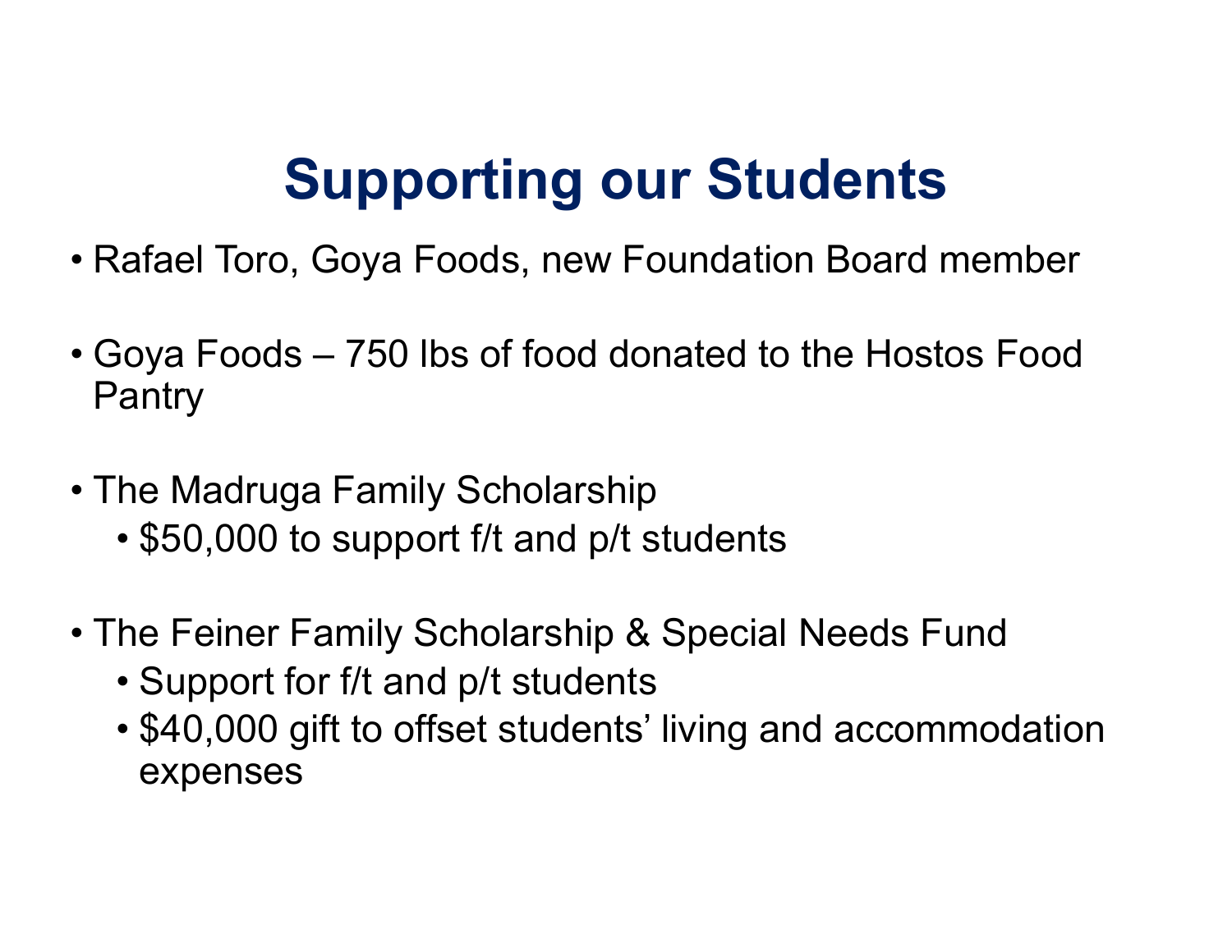# Supporting our Students

- Rafael Toro, Goya Foods, new Foundation Board member
- Goya Foods – 750 lbs of food donated to the Hostos Food Pantry
- The Madruga Family Scholarship
  - $50,000 to support f/t and p/t students
- The Feiner Family Scholarship & Special Needs Fund
  - Support for f/t and p/t students
  - $40,000 gift to offset students' living and accommodation expenses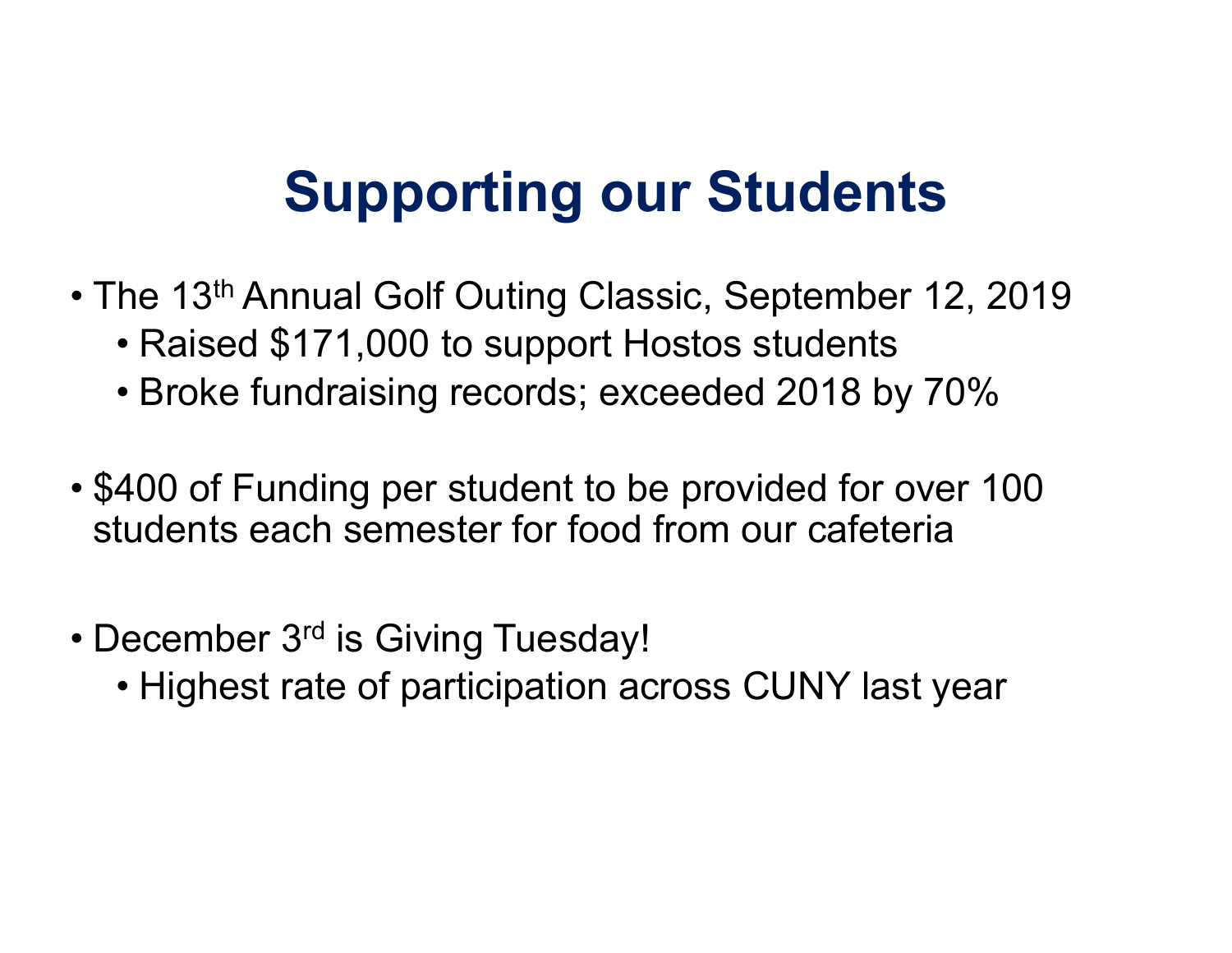# Supporting our Students

- The 13th Annual Golf Outing Classic, September 12, 2019
  - Raised $171,000 to support Hostos students
  - Broke fundraising records; exceeded 2018 by 70%
- $400 of Funding per student to be provided for over 100 students each semester for food from our cafeteria
- December 3rd is Giving Tuesday!
  - Highest rate of participation across CUNY last year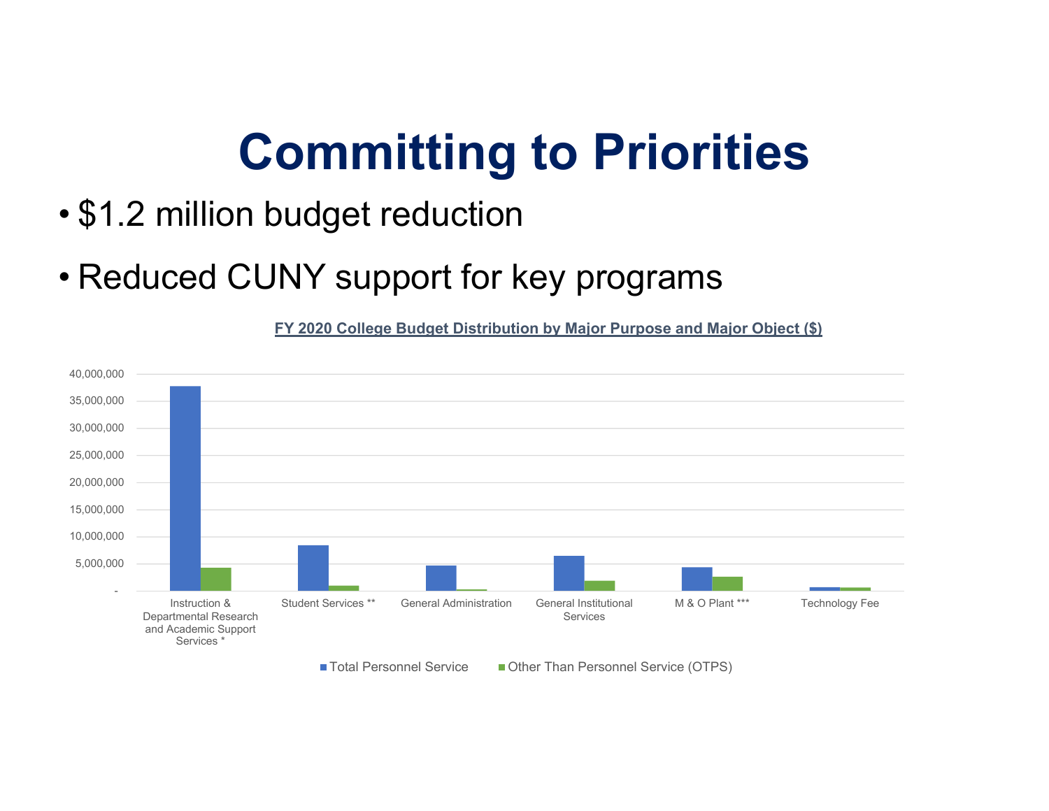# Committing to Priorities

- $1.2 million budget reduction
- Reduced CUNY support for key programs

**FY 2020 College Budget Distribution by Major Purpose and Major Object ($)**

Instruction & Departmental Research and Academic Support Services *

Student Services **

General Administration

General Institutional Services

M & O Plant ***

Technology Fee

Total Personnel Service

Other Than Personnel Service (OTPS)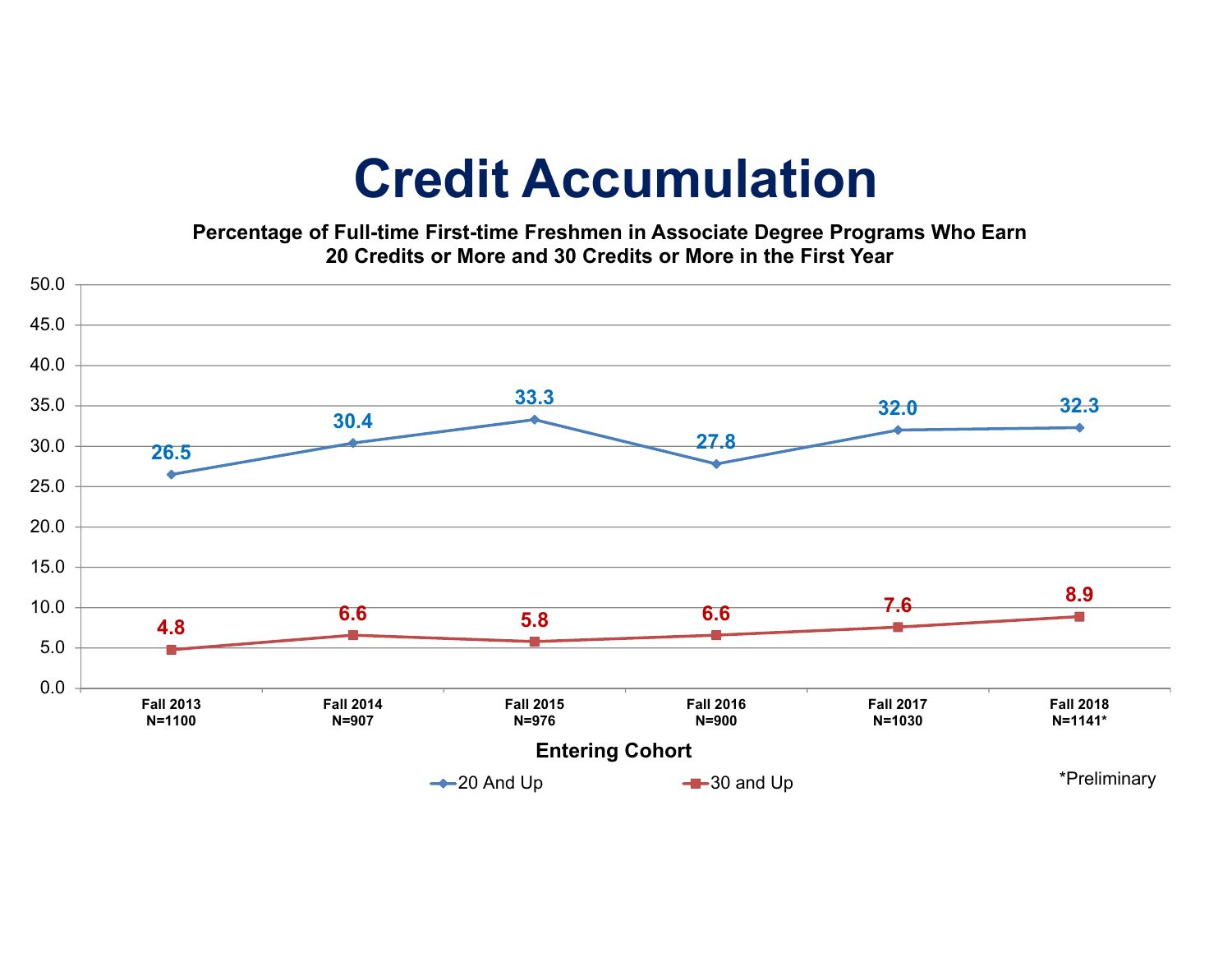# Credit Accumulation

**Percentage of Full-time First-time Freshmen in Associate Degree Programs Who Earn 20 Credits or More and 30 Credits or More in the First Year**

| Entering Cohort | 20 And Up | 30 and Up |
|---|---|---|
| Fall 2013 N=1100 | 26.5 | 4.8 |
| Fall 2014 N=907 | 30.4 | 6.6 |
| Fall 2015 N=976 | 33.3 | 5.8 |
| Fall 2016 N=900 | 27.8 | 6.6 |
| Fall 2017 N=1030 | 32.0 | 7.6 |
| Fall 2018 N=1141* | 32.3 | 8.9 |

*Preliminary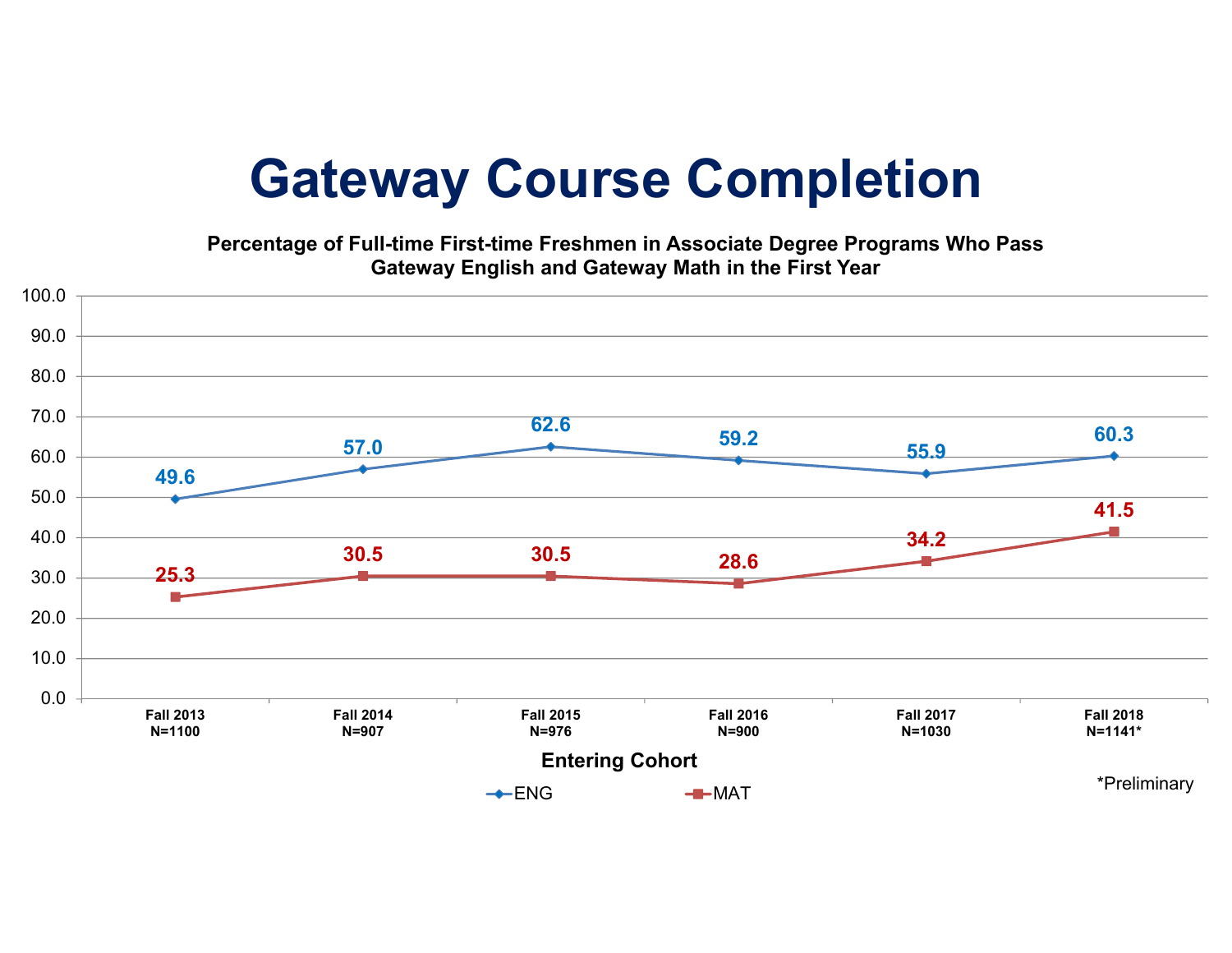# Gateway Course Completion

**Percentage of Full-time First-time Freshmen in Associate Degree Programs Who Pass Gateway English and Gateway Math in the First Year**

| Entering Cohort | ENG | MAT |
|---|---|---|
| Fall 2013 N=1100 | 49.6 | 25.3 |
| Fall 2014 N=907 | 57.0 | 30.5 |
| Fall 2015 N=976 | 62.6 | 30.5 |
| Fall 2016 N=900 | 59.2 | 28.6 |
| Fall 2017 N=1030 | 55.9 | 34.2 |
| Fall 2018 N=1141* | 60.3 | 41.5 |

*Preliminary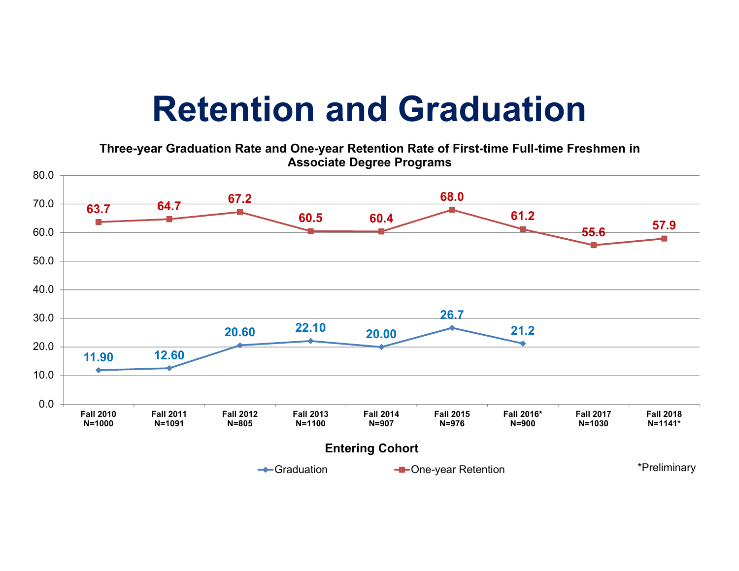# Retention and Graduation

**Three-year Graduation Rate and One-year Retention Rate of First-time Full-time Freshmen in Associate Degree Programs**

| Entering Cohort | Graduation | One-year Retention |
|---|---|---|
| Fall 2010 N=1000 | 11.90 | 63.7 |
| Fall 2011 N=1091 | 12.60 | 64.7 |
| Fall 2012 N=805 | 20.60 | 67.2 |
| Fall 2013 N=1100 | 22.10 | 60.5 |
| Fall 2014 N=907 | 20.00 | 60.4 |
| Fall 2015 N=976 | 26.7 | 68.0 |
| Fall 2016* N=900 | 21.2 | 61.2 |
| Fall 2017 N=1030 | | 55.6 |
| Fall 2018 N=1141* | | 57.9 |

*Preliminary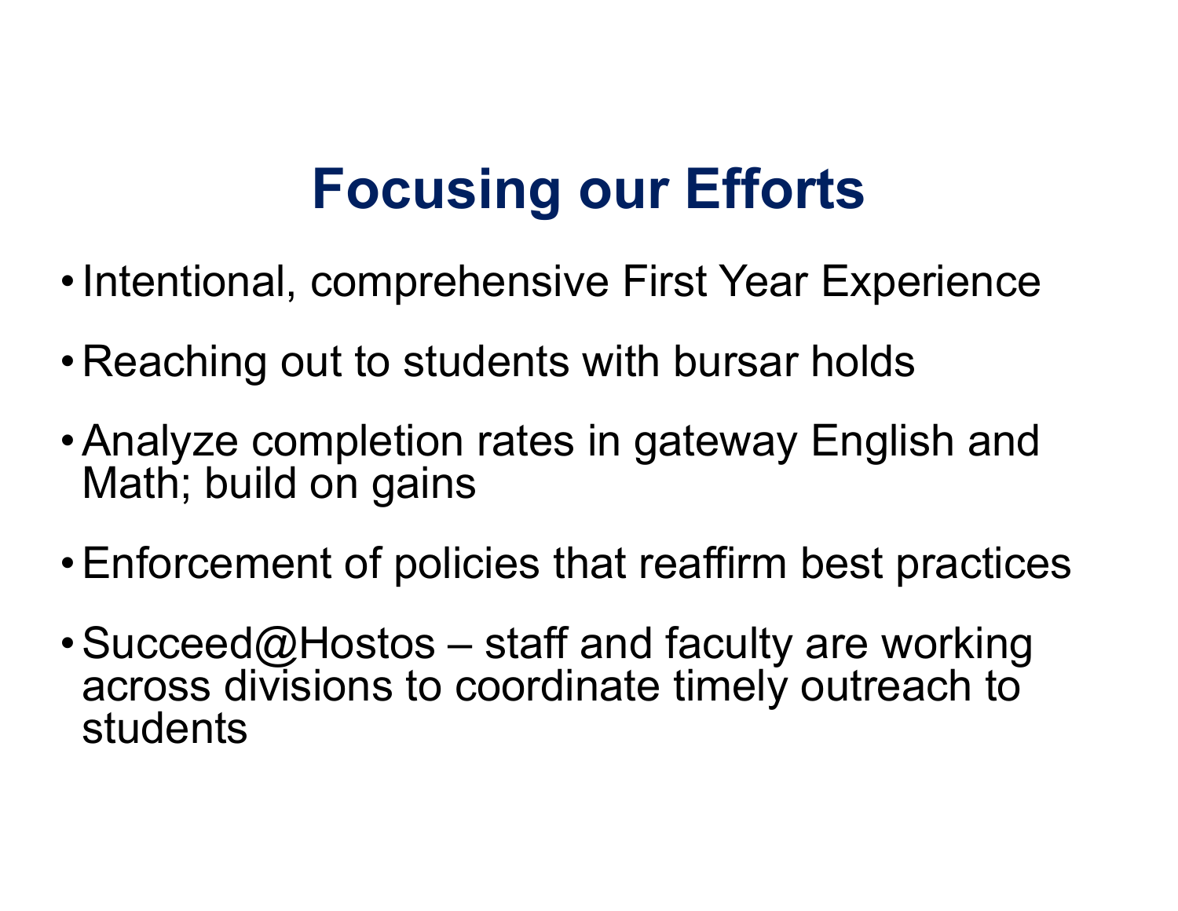# Focusing our Efforts

- Intentional, comprehensive First Year Experience
- Reaching out to students with bursar holds
- Analyze completion rates in gateway English and Math; build on gains
- Enforcement of policies that reaffirm best practices
- Succeed@Hostos – staff and faculty are working across divisions to coordinate timely outreach to students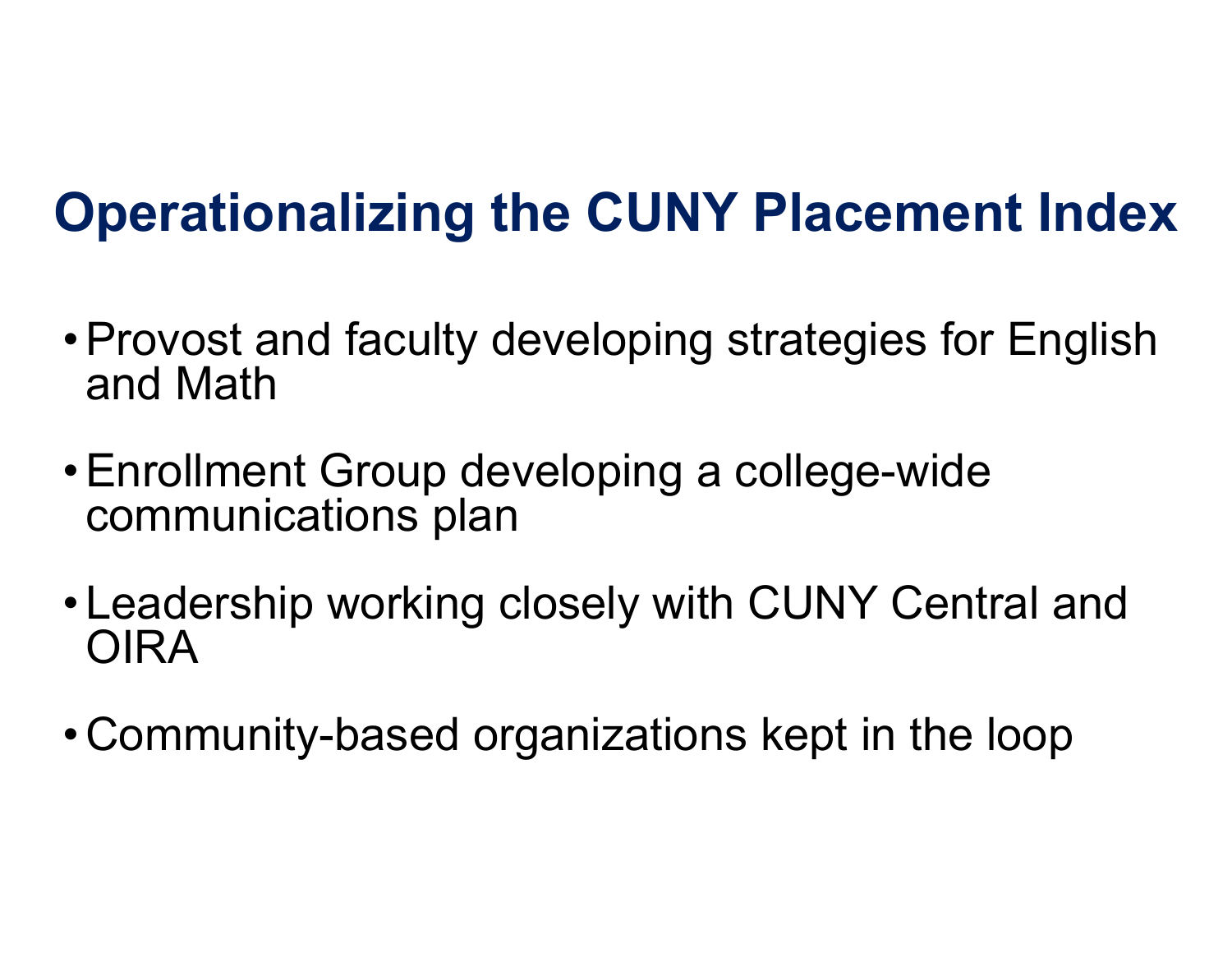# Operationalizing the CUNY Placement Index

- Provost and faculty developing strategies for English and Math
- Enrollment Group developing a college-wide communications plan
- Leadership working closely with CUNY Central and OIRA
- Community-based organizations kept in the loop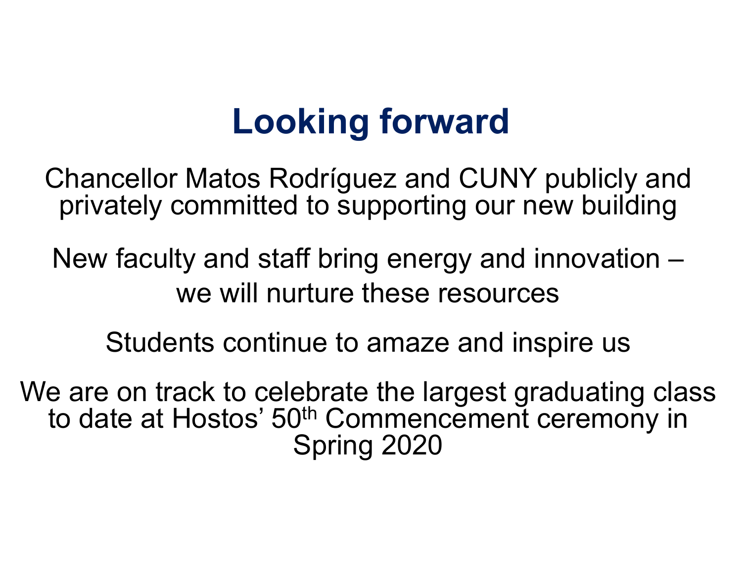# Looking forward

Chancellor Matos Rodríguez and CUNY publicly and privately committed to supporting our new building

New faculty and staff bring energy and innovation – we will nurture these resources

Students continue to amaze and inspire us

We are on track to celebrate the largest graduating class to date at Hostos' 50th Commencement ceremony in Spring 2020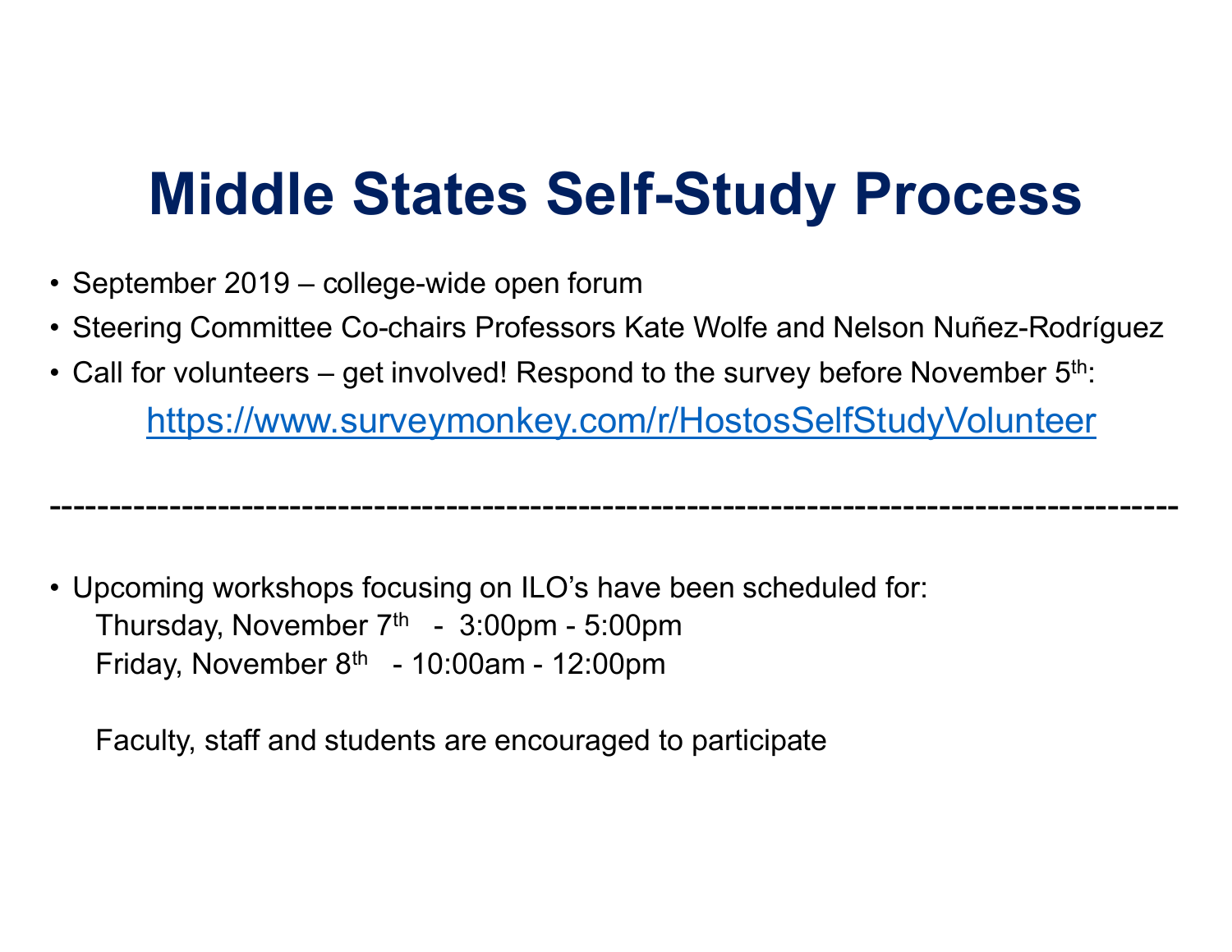# Middle States Self-Study Process

- September 2019 – college-wide open forum
- Steering Committee Co-chairs Professors Kate Wolfe and Nelson Nuñez-Rodríguez
- Call for volunteers – get involved! Respond to the survey before November 5th:

  https://www.surveymonkey.com/r/HostosSelfStudyVolunteer

---

- Upcoming workshops focusing on ILO's have been scheduled for:

  Thursday, November 7th - 3:00pm - 5:00pm

  Friday, November 8th - 10:00am - 12:00pm

  Faculty, staff and students are encouraged to participate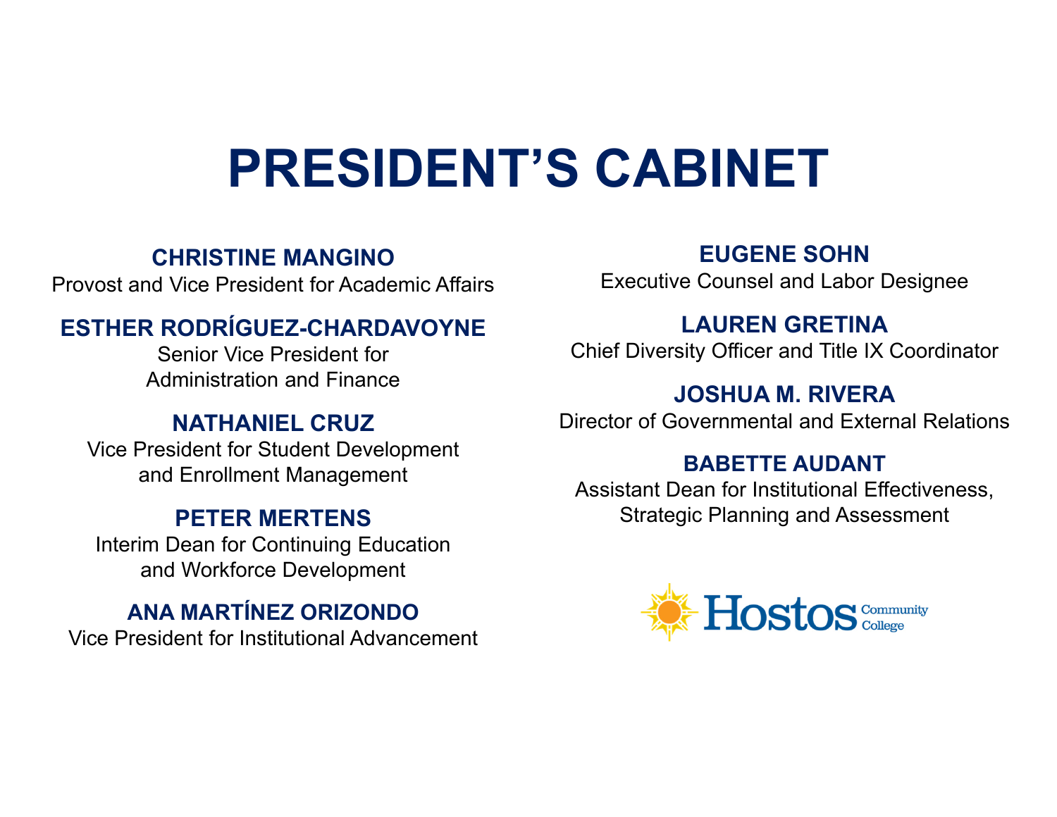# PRESIDENT'S CABINET

**CHRISTINE MANGINO**
Provost and Vice President for Academic Affairs

**ESTHER RODRÍGUEZ-CHARDAVOYNE**
Senior Vice President for Administration and Finance

**NATHANIEL CRUZ**
Vice President for Student Development and Enrollment Management

**PETER MERTENS**
Interim Dean for Continuing Education and Workforce Development

**ANA MARTÍNEZ ORIZONDO**
Vice President for Institutional Advancement

**EUGENE SOHN**
Executive Counsel and Labor Designee

**LAUREN GRETINA**
Chief Diversity Officer and Title IX Coordinator

**JOSHUA M. RIVERA**
Director of Governmental and External Relations

**BABETTE AUDANT**
Assistant Dean for Institutional Effectiveness, Strategic Planning and Assessment

Hostos Community College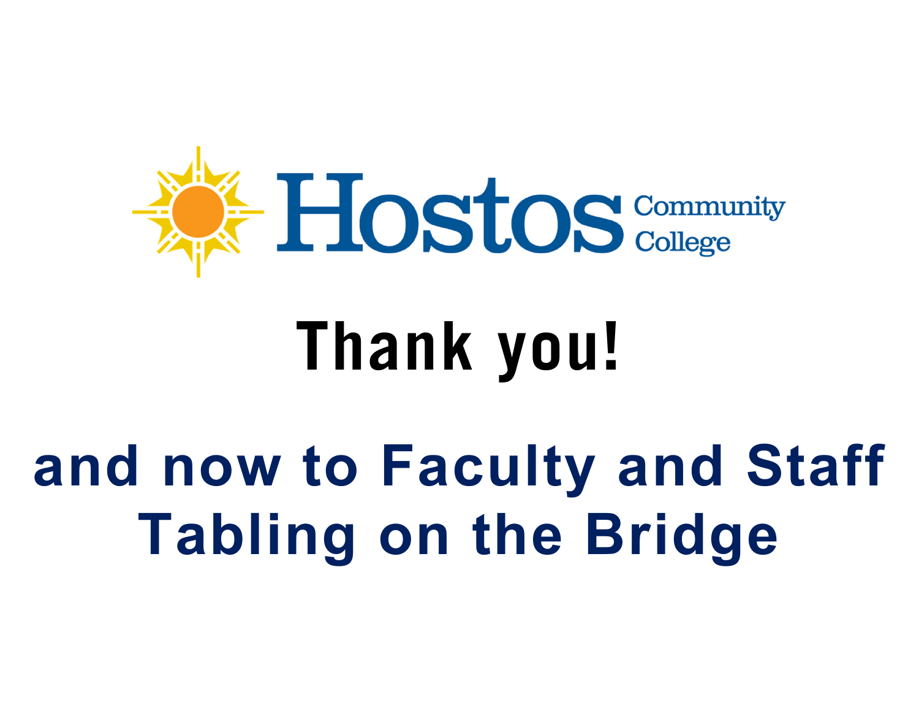Hostos Community College

# Thank you!

## and now to Faculty and Staff Tabling on the Bridge